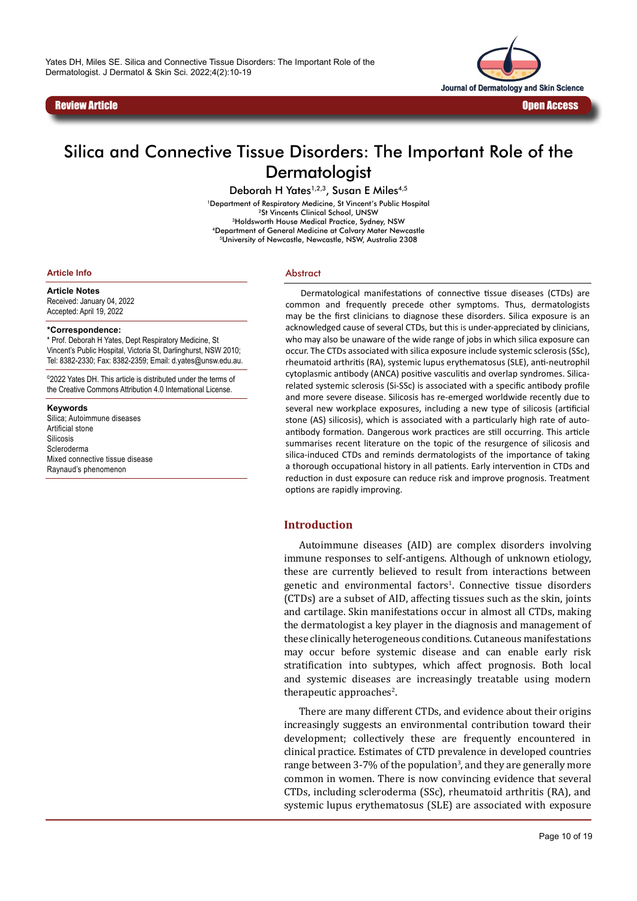Review Article

Open Access

# Silica and Connective Tissue Disorders: The Important Role of the Dermatologist

Deborah H Yates[1,2,3], Susan E Miles[4,5]

[1]Department of Respiratory Medicine, St Vincent's Public Hospital
[2]St Vincents Clinical School, UNSW
[3]Holdsworth House Medical Practice, Sydney, NSW
[4]Department of General Medicine at Calvary Mater Newcastle
[5]University of Newcastle, Newcastle, NSW, Australia 2308

## Article Info

**Article Notes**
Received: January 04, 2022
Accepted: April 19, 2022

**\*Correspondence:**
\* Prof. Deborah H Yates, Dept Respiratory Medicine, St Vincent's Public Hospital, Victoria St, Darlinghurst, NSW 2010; Tel: 8382-2330; Fax: 8382-2359; Email: d.yates@unsw.edu.au.

©2022 Yates DH. This article is distributed under the terms of the Creative Commons Attribution 4.0 International License.

**Keywords**
Silica; Autoimmune diseases
Artificial stone
Silicosis
Scleroderma
Mixed connective tissue disease
Raynaud's phenomenon

## Abstract

Dermatological manifestations of connective tissue diseases (CTDs) are common and frequently precede other symptoms. Thus, dermatologists may be the first clinicians to diagnose these disorders. Silica exposure is an acknowledged cause of several CTDs, but this is under-appreciated by clinicians, who may also be unaware of the wide range of jobs in which silica exposure can occur. The CTDs associated with silica exposure include systemic sclerosis (SSc), rheumatoid arthritis (RA), systemic lupus erythematosus (SLE), anti-neutrophil cytoplasmic antibody (ANCA) positive vasculitis and overlap syndromes. Silica-related systemic sclerosis (Si-SSc) is associated with a specific antibody profile and more severe disease. Silicosis has re-emerged worldwide recently due to several new workplace exposures, including a new type of silicosis (artificial stone (AS) silicosis), which is associated with a particularly high rate of auto-antibody formation. Dangerous work practices are still occurring. This article summarises recent literature on the topic of the resurgence of silicosis and silica-induced CTDs and reminds dermatologists of the importance of taking a thorough occupational history in all patients. Early intervention in CTDs and reduction in dust exposure can reduce risk and improve prognosis. Treatment options are rapidly improving.

## Introduction

Autoimmune diseases (AID) are complex disorders involving immune responses to self-antigens. Although of unknown etiology, these are currently believed to result from interactions between genetic and environmental factors[1]. Connective tissue disorders (CTDs) are a subset of AID, affecting tissues such as the skin, joints and cartilage. Skin manifestations occur in almost all CTDs, making the dermatologist a key player in the diagnosis and management of these clinically heterogeneous conditions. Cutaneous manifestations may occur before systemic disease and can enable early risk stratification into subtypes, which affect prognosis. Both local and systemic diseases are increasingly treatable using modern therapeutic approaches[2].

There are many different CTDs, and evidence about their origins increasingly suggests an environmental contribution toward their development; collectively these are frequently encountered in clinical practice. Estimates of CTD prevalence in developed countries range between 3-7% of the population[3], and they are generally more common in women. There is now convincing evidence that several CTDs, including scleroderma (SSc), rheumatoid arthritis (RA), and systemic lupus erythematosus (SLE) are associated with exposure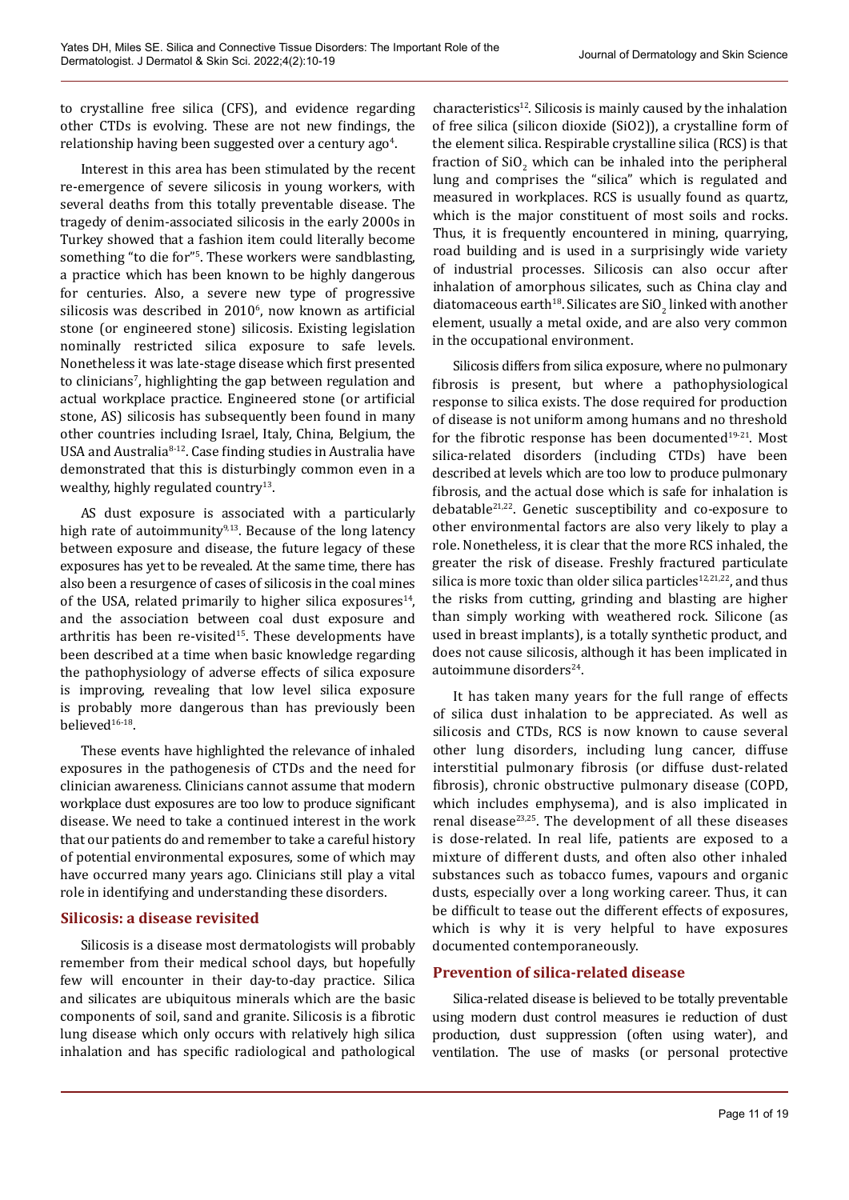to crystalline free silica (CFS), and evidence regarding other CTDs is evolving. These are not new findings, the relationship having been suggested over a century ago[4].

Interest in this area has been stimulated by the recent re-emergence of severe silicosis in young workers, with several deaths from this totally preventable disease. The tragedy of denim-associated silicosis in the early 2000s in Turkey showed that a fashion item could literally become something "to die for"[5]. These workers were sandblasting, a practice which has been known to be highly dangerous for centuries. Also, a severe new type of progressive silicosis was described in 2010[6], now known as artificial stone (or engineered stone) silicosis. Existing legislation nominally restricted silica exposure to safe levels. Nonetheless it was late-stage disease which first presented to clinicians[7], highlighting the gap between regulation and actual workplace practice. Engineered stone (or artificial stone, AS) silicosis has subsequently been found in many other countries including Israel, Italy, China, Belgium, the USA and Australia[8-12]. Case finding studies in Australia have demonstrated that this is disturbingly common even in a wealthy, highly regulated country[13].

AS dust exposure is associated with a particularly high rate of autoimmunity[9,13]. Because of the long latency between exposure and disease, the future legacy of these exposures has yet to be revealed. At the same time, there has also been a resurgence of cases of silicosis in the coal mines of the USA, related primarily to higher silica exposures[14], and the association between coal dust exposure and arthritis has been re-visited[15]. These developments have been described at a time when basic knowledge regarding the pathophysiology of adverse effects of silica exposure is improving, revealing that low level silica exposure is probably more dangerous than has previously been believed[16-18].

These events have highlighted the relevance of inhaled exposures in the pathogenesis of CTDs and the need for clinician awareness. Clinicians cannot assume that modern workplace dust exposures are too low to produce significant disease. We need to take a continued interest in the work that our patients do and remember to take a careful history of potential environmental exposures, some of which may have occurred many years ago. Clinicians still play a vital role in identifying and understanding these disorders.

## Silicosis: a disease revisited

Silicosis is a disease most dermatologists will probably remember from their medical school days, but hopefully few will encounter in their day-to-day practice. Silica and silicates are ubiquitous minerals which are the basic components of soil, sand and granite. Silicosis is a fibrotic lung disease which only occurs with relatively high silica inhalation and has specific radiological and pathological characteristics[12]. Silicosis is mainly caused by the inhalation of free silica (silicon dioxide ($SiO_2$)), a crystalline form of the element silica. Respirable crystalline silica (RCS) is that fraction of $SiO_2$ which can be inhaled into the peripheral lung and comprises the "silica" which is regulated and measured in workplaces. RCS is usually found as quartz, which is the major constituent of most soils and rocks. Thus, it is frequently encountered in mining, quarrying, road building and is used in a surprisingly wide variety of industrial processes. Silicosis can also occur after inhalation of amorphous silicates, such as China clay and diatomaceous earth[18]. Silicates are $SiO_2$ linked with another element, usually a metal oxide, and are also very common in the occupational environment.

Silicosis differs from silica exposure, where no pulmonary fibrosis is present, but where a pathophysiological response to silica exists. The dose required for production of disease is not uniform among humans and no threshold for the fibrotic response has been documented[19-21]. Most silica-related disorders (including CTDs) have been described at levels which are too low to produce pulmonary fibrosis, and the actual dose which is safe for inhalation is debatable[21,22]. Genetic susceptibility and co-exposure to other environmental factors are also very likely to play a role. Nonetheless, it is clear that the more RCS inhaled, the greater the risk of disease. Freshly fractured particulate silica is more toxic than older silica particles[12,21,22], and thus the risks from cutting, grinding and blasting are higher than simply working with weathered rock. Silicone (as used in breast implants), is a totally synthetic product, and does not cause silicosis, although it has been implicated in autoimmune disorders[24].

It has taken many years for the full range of effects of silica dust inhalation to be appreciated. As well as silicosis and CTDs, RCS is now known to cause several other lung disorders, including lung cancer, diffuse interstitial pulmonary fibrosis (or diffuse dust-related fibrosis), chronic obstructive pulmonary disease (COPD, which includes emphysema), and is also implicated in renal disease[23,25]. The development of all these diseases is dose-related. In real life, patients are exposed to a mixture of different dusts, and often also other inhaled substances such as tobacco fumes, vapours and organic dusts, especially over a long working career. Thus, it can be difficult to tease out the different effects of exposures, which is why it is very helpful to have exposures documented contemporaneously.

## Prevention of silica-related disease

Silica-related disease is believed to be totally preventable using modern dust control measures ie reduction of dust production, dust suppression (often using water), and ventilation. The use of masks (or personal protective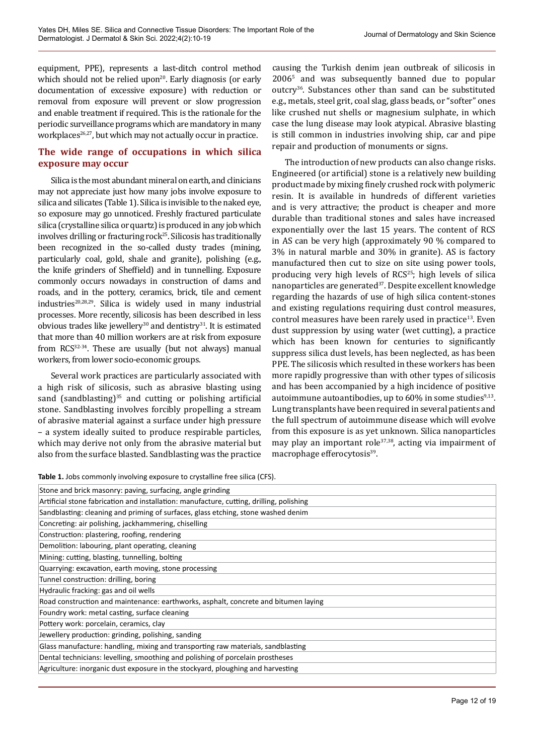equipment, PPE), represents a last-ditch control method which should not be relied upon[20]. Early diagnosis (or early documentation of excessive exposure) with reduction or removal from exposure will prevent or slow progression and enable treatment if required. This is the rationale for the periodic surveillance programs which are mandatory in many workplaces[26,27], but which may not actually occur in practice.

## The wide range of occupations in which silica exposure may occur

Silica is the most abundant mineral on earth, and clinicians may not appreciate just how many jobs involve exposure to silica and silicates (Table 1). Silica is invisible to the naked eye, so exposure may go unnoticed. Freshly fractured particulate silica (crystalline silica or quartz) is produced in any job which involves drilling or fracturing rock[25]. Silicosis has traditionally been recognized in the so-called dusty trades (mining, particularly coal, gold, shale and granite), polishing (e.g., the knife grinders of Sheffield) and in tunnelling. Exposure commonly occurs nowadays in construction of dams and roads, and in the pottery, ceramics, brick, tile and cement industries[20,28,29]. Silica is widely used in many industrial processes. More recently, silicosis has been described in less obvious trades like jewellery[30] and dentistry[31]. It is estimated that more than 40 million workers are at risk from exposure from RCS[32-34]. These are usually (but not always) manual workers, from lower socio-economic groups.

Several work practices are particularly associated with a high risk of silicosis, such as abrasive blasting using sand (sandblasting)[35] and cutting or polishing artificial stone. Sandblasting involves forcibly propelling a stream of abrasive material against a surface under high pressure – a system ideally suited to produce respirable particles, which may derive not only from the abrasive material but also from the surface blasted. Sandblasting was the practice causing the Turkish denim jean outbreak of silicosis in 2006[5] and was subsequently banned due to popular outcry[36]. Substances other than sand can be substituted e.g., metals, steel grit, coal slag, glass beads, or "softer" ones like crushed nut shells or magnesium sulphate, in which case the lung disease may look atypical. Abrasive blasting is still common in industries involving ship, car and pipe repair and production of monuments or signs.

The introduction of new products can also change risks. Engineered (or artificial) stone is a relatively new building product made by mixing finely crushed rock with polymeric resin. It is available in hundreds of different varieties and is very attractive; the product is cheaper and more durable than traditional stones and sales have increased exponentially over the last 15 years. The content of RCS in AS can be very high (approximately 90 % compared to 3% in natural marble and 30% in granite). AS is factory manufactured then cut to size on site using power tools, producing very high levels of RCS[25]; high levels of silica nanoparticles are generated[37]. Despite excellent knowledge regarding the hazards of use of high silica content-stones and existing regulations requiring dust control measures, control measures have been rarely used in practice[13]. Even dust suppression by using water (wet cutting), a practice which has been known for centuries to significantly suppress silica dust levels, has been neglected, as has been PPE. The silicosis which resulted in these workers has been more rapidly progressive than with other types of silicosis and has been accompanied by a high incidence of positive autoimmune autoantibodies, up to 60% in some studies[9,13]. Lung transplants have been required in several patients and the full spectrum of autoimmune disease which will evolve from this exposure is as yet unknown. Silica nanoparticles may play an important role[37,38], acting via impairment of macrophage efferocytosis[39].

**Table 1.** Jobs commonly involving exposure to crystalline free silica (CFS).

| |
|---|
| Stone and brick masonry: paving, surfacing, angle grinding |
| Artificial stone fabrication and installation: manufacture, cutting, drilling, polishing |
| Sandblasting: cleaning and priming of surfaces, glass etching, stone washed denim |
| Concreting: air polishing, jackhammering, chiselling |
| Construction: plastering, roofing, rendering |
| Demolition: labouring, plant operating, cleaning |
| Mining: cutting, blasting, tunnelling, bolting |
| Quarrying: excavation, earth moving, stone processing |
| Tunnel construction: drilling, boring |
| Hydraulic fracking: gas and oil wells |
| Road construction and maintenance: earthworks, asphalt, concrete and bitumen laying |
| Foundry work: metal casting, surface cleaning |
| Pottery work: porcelain, ceramics, clay |
| Jewellery production: grinding, polishing, sanding |
| Glass manufacture: handling, mixing and transporting raw materials, sandblasting |
| Dental technicians: levelling, smoothing and polishing of porcelain prostheses |
| Agriculture: inorganic dust exposure in the stockyard, ploughing and harvesting |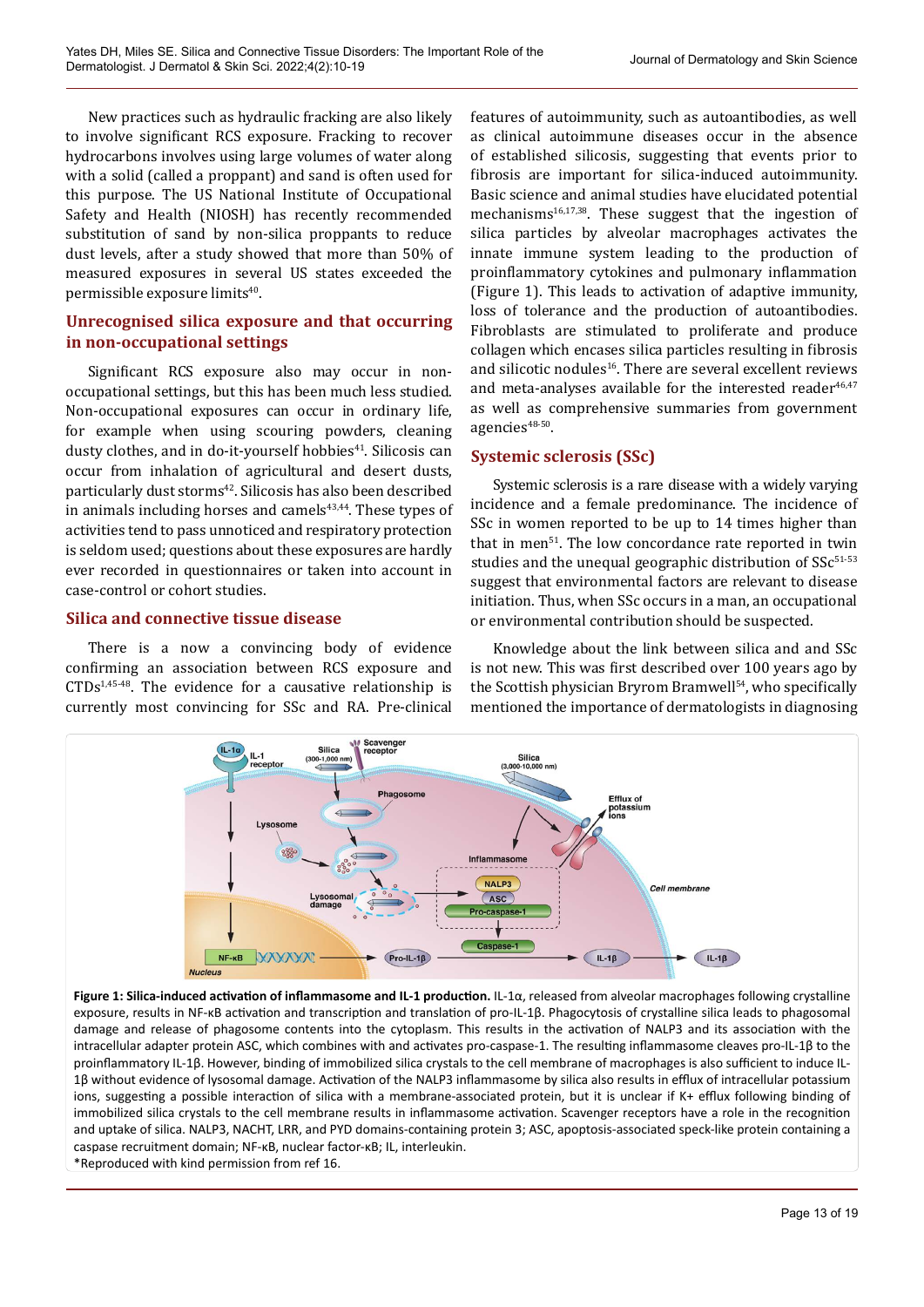New practices such as hydraulic fracking are also likely to involve significant RCS exposure. Fracking to recover hydrocarbons involves using large volumes of water along with a solid (called a proppant) and sand is often used for this purpose. The US National Institute of Occupational Safety and Health (NIOSH) has recently recommended substitution of sand by non-silica proppants to reduce dust levels, after a study showed that more than 50% of measured exposures in several US states exceeded the permissible exposure limits[40].

## Unrecognised silica exposure and that occurring in non-occupational settings

Significant RCS exposure also may occur in non-occupational settings, but this has been much less studied. Non-occupational exposures can occur in ordinary life, for example when using scouring powders, cleaning dusty clothes, and in do-it-yourself hobbies[41]. Silicosis can occur from inhalation of agricultural and desert dusts, particularly dust storms[42]. Silicosis has also been described in animals including horses and camels[43,44]. These types of activities tend to pass unnoticed and respiratory protection is seldom used; questions about these exposures are hardly ever recorded in questionnaires or taken into account in case-control or cohort studies.

## Silica and connective tissue disease

There is a now a convincing body of evidence confirming an association between RCS exposure and CTDs[1,45-48]. The evidence for a causative relationship is currently most convincing for SSc and RA. Pre-clinical features of autoimmunity, such as autoantibodies, as well as clinical autoimmune diseases occur in the absence of established silicosis, suggesting that events prior to fibrosis are important for silica-induced autoimmunity. Basic science and animal studies have elucidated potential mechanisms[16,17,38]. These suggest that the ingestion of silica particles by alveolar macrophages activates the innate immune system leading to the production of proinflammatory cytokines and pulmonary inflammation (Figure 1). This leads to activation of adaptive immunity, loss of tolerance and the production of autoantibodies. Fibroblasts are stimulated to proliferate and produce collagen which encases silica particles resulting in fibrosis and silicotic nodules[16]. There are several excellent reviews and meta-analyses available for the interested reader[46,47] as well as comprehensive summaries from government agencies[48-50].

## Systemic sclerosis (SSc)

Systemic sclerosis is a rare disease with a widely varying incidence and a female predominance. The incidence of SSc in women reported to be up to 14 times higher than that in men[51]. The low concordance rate reported in twin studies and the unequal geographic distribution of SSc[51-53] suggest that environmental factors are relevant to disease initiation. Thus, when SSc occurs in a man, an occupational or environmental contribution should be suspected.

Knowledge about the link between silica and and SSc is not new. This was first described over 100 years ago by the Scottish physician Bryrom Bramwell[54], who specifically mentioned the importance of dermatologists in diagnosing

**Figure 1: Silica-induced activation of inflammasome and IL-1 production.** IL-1α, released from alveolar macrophages following crystalline exposure, results in NF-κB activation and transcription and translation of pro-IL-1β. Phagocytosis of crystalline silica leads to phagosomal damage and release of phagosome contents into the cytoplasm. This results in the activation of NALP3 and its association with the intracellular adapter protein ASC, which combines with and activates pro-caspase-1. The resulting inflammasome cleaves pro-IL-1β to the proinflammatory IL-1β. However, binding of immobilized silica crystals to the cell membrane of macrophages is also sufficient to induce IL-1β without evidence of lysosomal damage. Activation of the NALP3 inflammasome by silica also results in efflux of intracellular potassium ions, suggesting a possible interaction of silica with a membrane-associated protein, but it is unclear if K+ efflux following binding of immobilized silica crystals to the cell membrane results in inflammasome activation. Scavenger receptors have a role in the recognition and uptake of silica. NALP3, NACHT, LRR, and PYD domains-containing protein 3; ASC, apoptosis-associated speck-like protein containing a caspase recruitment domain; NF-κB, nuclear factor-κB; IL, interleukin.

*Reproduced with kind permission from ref 16.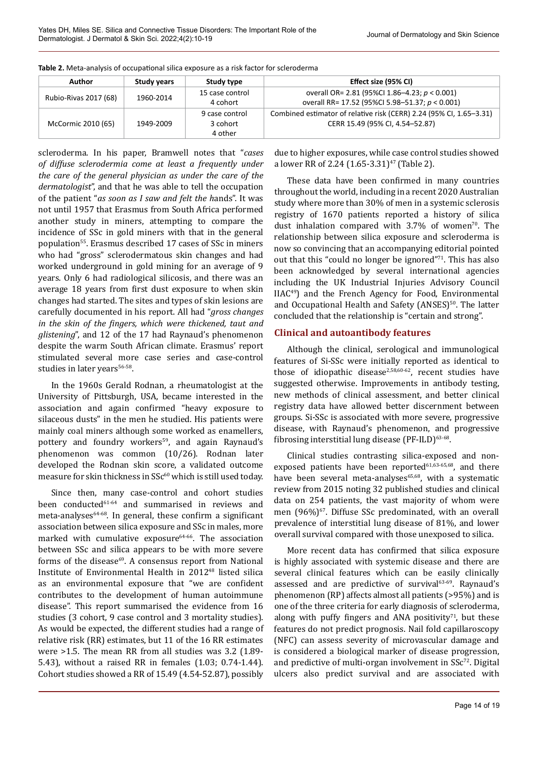**Table 2.** Meta-analysis of occupational silica exposure as a risk factor for scleroderma

| Author | Study years | Study type | Effect size (95% CI) |
|---|---|---|---|
| Rubio-Rivas 2017 (68) | 1960-2014 | 15 case control<br>4 cohort | overall OR= 2.81 (95%CI 1.86–4.23; $p < 0.001$)<br>overall RR= 17.52 (95%CI 5.98–51.37; $p < 0.001$) |
| McCormic 2010 (65) | 1949-2009 | 9 case control<br>3 cohort<br>4 other | Combined estimator of relative risk (CERR) 2.24 (95% CI, 1.65–3.31)<br>CERR 15.49 (95% CI, 4.54–52.87) |

scleroderma. In his paper, Bramwell notes that "*cases of diffuse sclerodermia come at least a frequently under the care of the general physician as under the care of the dermatologist*", and that he was able to tell the occupation of the patient "*as soon as I saw and felt the h*ands". It was not until 1957 that Erasmus from South Africa performed another study in miners, attempting to compare the incidence of SSc in gold miners with that in the general population[55]. Erasmus described 17 cases of SSc in miners who had "gross" sclerodermatous skin changes and had worked underground in gold mining for an average of 9 years. Only 6 had radiological silicosis, and there was an average 18 years from first dust exposure to when skin changes had started. The sites and types of skin lesions are carefully documented in his report. All had "*gross changes in the skin of the fingers, which were thickened, taut and glistening*", and 12 of the 17 had Raynaud's phenomenon despite the warm South African climate. Erasmus' report stimulated several more case series and case-control studies in later years[56-58].

In the 1960s Gerald Rodnan, a rheumatologist at the University of Pittsburgh, USA, became interested in the association and again confirmed "heavy exposure to silaceous dusts" in the men he studied. His patients were mainly coal miners although some worked as enamellers, pottery and foundry workers[59], and again Raynaud's phenomenon was common (10/26). Rodnan later developed the Rodnan skin score, a validated outcome measure for skin thickness in SSc[60] which is still used today.

Since then, many case-control and cohort studies been conducted[61-64] and summarised in reviews and meta-analyses[64-68]. In general, these confirm a significant association between silica exposure and SSc in males, more marked with cumulative exposure[64-66]. The association between SSc and silica appears to be with more severe forms of the disease[69]. A consensus report from National Institute of Environmental Health in 2012[48] listed silica as an environmental exposure that "we are confident contributes to the development of human autoimmune disease". This report summarised the evidence from 16 studies (3 cohort, 9 case control and 3 mortality studies). As would be expected, the different studies had a range of relative risk (RR) estimates, but 11 of the 16 RR estimates were >1.5. The mean RR from all studies was 3.2 (1.89-5.43), without a raised RR in females (1.03; 0.74-1.44). Cohort studies showed a RR of 15.49 (4.54-52.87), possibly due to higher exposures, while case control studies showed a lower RR of 2.24 (1.65-3.31)[47] (Table 2).

These data have been confirmed in many countries throughout the world, including in a recent 2020 Australian study where more than 30% of men in a systemic sclerosis registry of 1670 patients reported a history of silica dust inhalation compared with 3.7% of women[70]. The relationship between silica exposure and scleroderma is now so convincing that an accompanying editorial pointed out that this "could no longer be ignored"[71]. This has also been acknowledged by several international agencies including the UK Industrial Injuries Advisory Council IIAC[49]) and the French Agency for Food, Environmental and Occupational Health and Safety (ANSES)[50]. The latter concluded that the relationship is "certain and strong".

## Clinical and autoantibody features

Although the clinical, serological and immunological features of Si-SSc were initially reported as identical to those of idiopathic disease[2,58,60-62], recent studies have suggested otherwise. Improvements in antibody testing, new methods of clinical assessment, and better clinical registry data have allowed better discernment between groups. Si-SSc is associated with more severe, progressive disease, with Raynaud's phenomenon, and progressive fibrosing interstitial lung disease (PF-ILD)[63-68].

Clinical studies contrasting silica-exposed and non-exposed patients have been reported[61,63-65,68], and there have been several meta-analyses[65,68], with a systematic review from 2015 noting 32 published studies and clinical data on 254 patients, the vast majority of whom were men (96%)[67]. Diffuse SSc predominated, with an overall prevalence of interstitial lung disease of 81%, and lower overall survival compared with those unexposed to silica.

More recent data has confirmed that silica exposure is highly associated with systemic disease and there are several clinical features which can be easily clinically assessed and are predictive of survival[63-69]. Raynaud's phenomenon (RP) affects almost all patients (>95%) and is one of the three criteria for early diagnosis of scleroderma, along with puffy fingers and ANA positivity[71], but these features do not predict prognosis. Nail fold capillaroscopy (NFC) can assess severity of microvascular damage and is considered a biological marker of disease progression, and predictive of multi-organ involvement in SSc[72]. Digital ulcers also predict survival and are associated with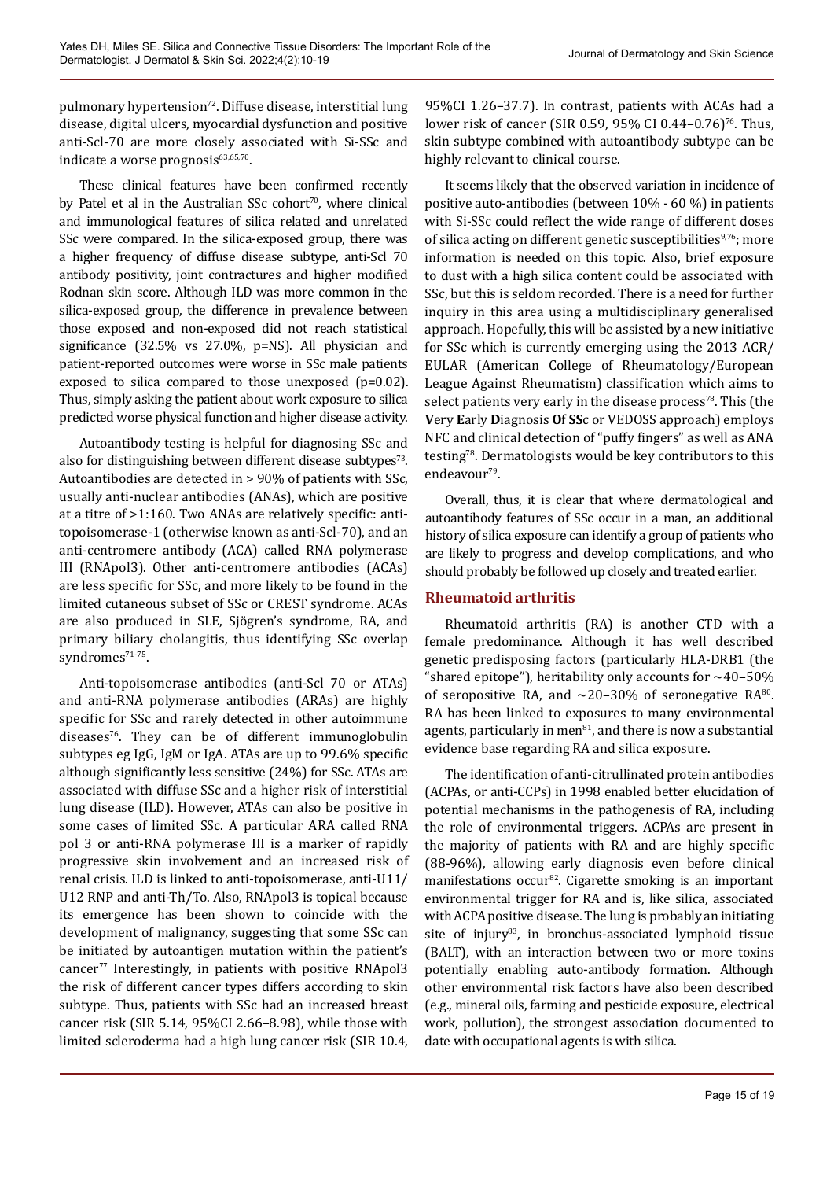pulmonary hypertension[72]. Diffuse disease, interstitial lung disease, digital ulcers, myocardial dysfunction and positive anti-Scl-70 are more closely associated with Si-SSc and indicate a worse prognosis[63,65,70].

These clinical features have been confirmed recently by Patel et al in the Australian SSc cohort[70], where clinical and immunological features of silica related and unrelated SSc were compared. In the silica-exposed group, there was a higher frequency of diffuse disease subtype, anti-Scl 70 antibody positivity, joint contractures and higher modified Rodnan skin score. Although ILD was more common in the silica-exposed group, the difference in prevalence between those exposed and non-exposed did not reach statistical significance (32.5% vs 27.0%, p=NS). All physician and patient-reported outcomes were worse in SSc male patients exposed to silica compared to those unexposed (p=0.02). Thus, simply asking the patient about work exposure to silica predicted worse physical function and higher disease activity.

Autoantibody testing is helpful for diagnosing SSc and also for distinguishing between different disease subtypes[73]. Autoantibodies are detected in > 90% of patients with SSc, usually anti-nuclear antibodies (ANAs), which are positive at a titre of >1:160. Two ANAs are relatively specific: anti-topoisomerase-1 (otherwise known as anti-Scl-70), and an anti-centromere antibody (ACA) called RNA polymerase III (RNApol3). Other anti-centromere antibodies (ACAs) are less specific for SSc, and more likely to be found in the limited cutaneous subset of SSc or CREST syndrome. ACAs are also produced in SLE, Sjögren's syndrome, RA, and primary biliary cholangitis, thus identifying SSc overlap syndromes[71-75].

Anti-topoisomerase antibodies (anti-Scl 70 or ATAs) and anti-RNA polymerase antibodies (ARAs) are highly specific for SSc and rarely detected in other autoimmune diseases[76]. They can be of different immunoglobulin subtypes eg IgG, IgM or IgA. ATAs are up to 99.6% specific although significantly less sensitive (24%) for SSc. ATAs are associated with diffuse SSc and a higher risk of interstitial lung disease (ILD). However, ATAs can also be positive in some cases of limited SSc. A particular ARA called RNA pol 3 or anti-RNA polymerase III is a marker of rapidly progressive skin involvement and an increased risk of renal crisis. ILD is linked to anti-topoisomerase, anti-U11/U12 RNP and anti-Th/To. Also, RNApol3 is topical because its emergence has been shown to coincide with the development of malignancy, suggesting that some SSc can be initiated by autoantigen mutation within the patient's cancer[77] Interestingly, in patients with positive RNApol3 the risk of different cancer types differs according to skin subtype. Thus, patients with SSc had an increased breast cancer risk (SIR 5.14, 95%CI 2.66–8.98), while those with limited scleroderma had a high lung cancer risk (SIR 10.4, 95%CI 1.26–37.7). In contrast, patients with ACAs had a lower risk of cancer (SIR 0.59, 95% CI 0.44–0.76)[76]. Thus, skin subtype combined with autoantibody subtype can be highly relevant to clinical course.

It seems likely that the observed variation in incidence of positive auto-antibodies (between 10% - 60 %) in patients with Si-SSc could reflect the wide range of different doses of silica acting on different genetic susceptibilities[9,76]; more information is needed on this topic. Also, brief exposure to dust with a high silica content could be associated with SSc, but this is seldom recorded. There is a need for further inquiry in this area using a multidisciplinary generalised approach. Hopefully, this will be assisted by a new initiative for SSc which is currently emerging using the 2013 ACR/EULAR (American College of Rheumatology/European League Against Rheumatism) classification which aims to select patients very early in the disease process[78]. This (the **V**ery **E**arly **D**iagnosis **O**f **SS**c or VEDOSS approach) employs NFC and clinical detection of "puffy fingers" as well as ANA testing[78]. Dermatologists would be key contributors to this endeavour[79].

Overall, thus, it is clear that where dermatological and autoantibody features of SSc occur in a man, an additional history of silica exposure can identify a group of patients who are likely to progress and develop complications, and who should probably be followed up closely and treated earlier.

## Rheumatoid arthritis

Rheumatoid arthritis (RA) is another CTD with a female predominance. Although it has well described genetic predisposing factors (particularly HLA-DRB1 (the "shared epitope"), heritability only accounts for ~40–50% of seropositive RA, and ~20–30% of seronegative RA[80]. RA has been linked to exposures to many environmental agents, particularly in men[81], and there is now a substantial evidence base regarding RA and silica exposure.

The identification of anti-citrullinated protein antibodies (ACPAs, or anti-CCPs) in 1998 enabled better elucidation of potential mechanisms in the pathogenesis of RA, including the role of environmental triggers. ACPAs are present in the majority of patients with RA and are highly specific (88-96%), allowing early diagnosis even before clinical manifestations occur[82]. Cigarette smoking is an important environmental trigger for RA and is, like silica, associated with ACPA positive disease. The lung is probably an initiating site of injury[83], in bronchus-associated lymphoid tissue (BALT), with an interaction between two or more toxins potentially enabling auto-antibody formation. Although other environmental risk factors have also been described (e.g., mineral oils, farming and pesticide exposure, electrical work, pollution), the strongest association documented to date with occupational agents is with silica.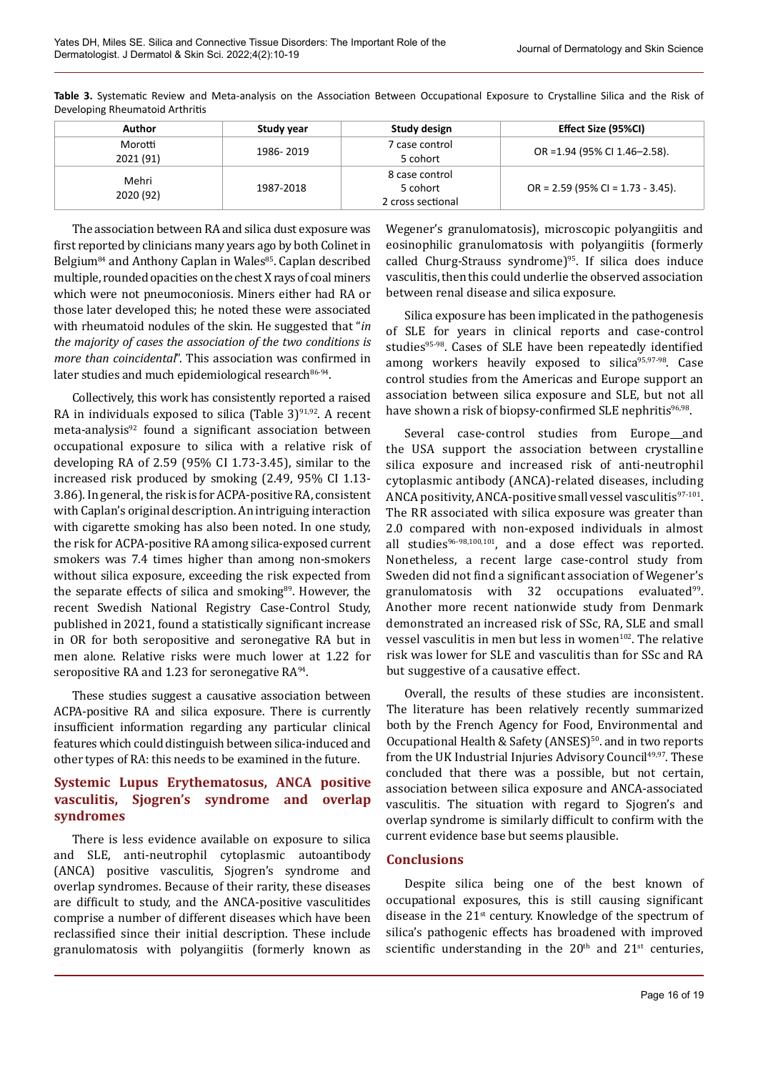**Table 3.** Systematic Review and Meta-analysis on the Association Between Occupational Exposure to Crystalline Silica and the Risk of Developing Rheumatoid Arthritis

| Author | Study year | Study design | Effect Size (95%CI) |
|---|---|---|---|
| Morotti 2021 (91) | 1986- 2019 | 7 case control 5 cohort | OR =1.94 (95% CI 1.46–2.58). |
| Mehri 2020 (92) | 1987-2018 | 8 case control 5 cohort 2 cross sectional | OR = 2.59 (95% CI = 1.73 - 3.45). |

The association between RA and silica dust exposure was first reported by clinicians many years ago by both Colinet in Belgium[84] and Anthony Caplan in Wales[85]. Caplan described multiple, rounded opacities on the chest X rays of coal miners which were not pneumoconiosis. Miners either had RA or those later developed this; he noted these were associated with rheumatoid nodules of the skin. He suggested that "*in the majority of cases the association of the two conditions is more than coincidental*". This association was confirmed in later studies and much epidemiological research[86-94].

Collectively, this work has consistently reported a raised RA in individuals exposed to silica (Table 3)[91,92]. A recent meta-analysis[92] found a significant association between occupational exposure to silica with a relative risk of developing RA of 2.59 (95% CI 1.73-3.45), similar to the increased risk produced by smoking (2.49, 95% CI 1.13-3.86). In general, the risk is for ACPA-positive RA, consistent with Caplan's original description. An intriguing interaction with cigarette smoking has also been noted. In one study, the risk for ACPA-positive RA among silica-exposed current smokers was 7.4 times higher than among non-smokers without silica exposure, exceeding the risk expected from the separate effects of silica and smoking[89]. However, the recent Swedish National Registry Case-Control Study, published in 2021, found a statistically significant increase in OR for both seropositive and seronegative RA but in men alone. Relative risks were much lower at 1.22 for seropositive RA and 1.23 for seronegative RA[94].

These studies suggest a causative association between ACPA-positive RA and silica exposure. There is currently insufficient information regarding any particular clinical features which could distinguish between silica-induced and other types of RA: this needs to be examined in the future.

## Systemic Lupus Erythematosus, ANCA positive vasculitis, Sjogren's syndrome and overlap syndromes

There is less evidence available on exposure to silica and SLE, anti-neutrophil cytoplasmic autoantibody (ANCA) positive vasculitis, Sjogren's syndrome and overlap syndromes. Because of their rarity, these diseases are difficult to study, and the ANCA-positive vasculitides comprise a number of different diseases which have been reclassified since their initial description. These include granulomatosis with polyangiitis (formerly known as Wegener's granulomatosis), microscopic polyangiitis and eosinophilic granulomatosis with polyangiitis (formerly called Churg-Strauss syndrome)[95]. If silica does induce vasculitis, then this could underlie the observed association between renal disease and silica exposure.

Silica exposure has been implicated in the pathogenesis of SLE for years in clinical reports and case-control studies[95-98]. Cases of SLE have been repeatedly identified among workers heavily exposed to silica[95,97-98]. Case control studies from the Americas and Europe support an association between silica exposure and SLE, but not all have shown a risk of biopsy-confirmed SLE nephritis[96,98].

Several case-control studies from Europe and the USA support the association between crystalline silica exposure and increased risk of anti-neutrophil cytoplasmic antibody (ANCA)-related diseases, including ANCA positivity, ANCA-positive small vessel vasculitis[97-101]. The RR associated with silica exposure was greater than 2.0 compared with non-exposed individuals in almost all studies[96-98,100,101], and a dose effect was reported. Nonetheless, a recent large case-control study from Sweden did not find a significant association of Wegener's granulomatosis with 32 occupations evaluated[99]. Another more recent nationwide study from Denmark demonstrated an increased risk of SSc, RA, SLE and small vessel vasculitis in men but less in women[102]. The relative risk was lower for SLE and vasculitis than for SSc and RA but suggestive of a causative effect.

Overall, the results of these studies are inconsistent. The literature has been relatively recently summarized both by the French Agency for Food, Environmental and Occupational Health & Safety (ANSES)[50]. and in two reports from the UK Industrial Injuries Advisory Council[49,97]. These concluded that there was a possible, but not certain, association between silica exposure and ANCA-associated vasculitis. The situation with regard to Sjogren's and overlap syndrome is similarly difficult to confirm with the current evidence base but seems plausible.

## Conclusions

Despite silica being one of the best known of occupational exposures, this is still causing significant disease in the 21st century. Knowledge of the spectrum of silica's pathogenic effects has broadened with improved scientific understanding in the 20th and 21st centuries,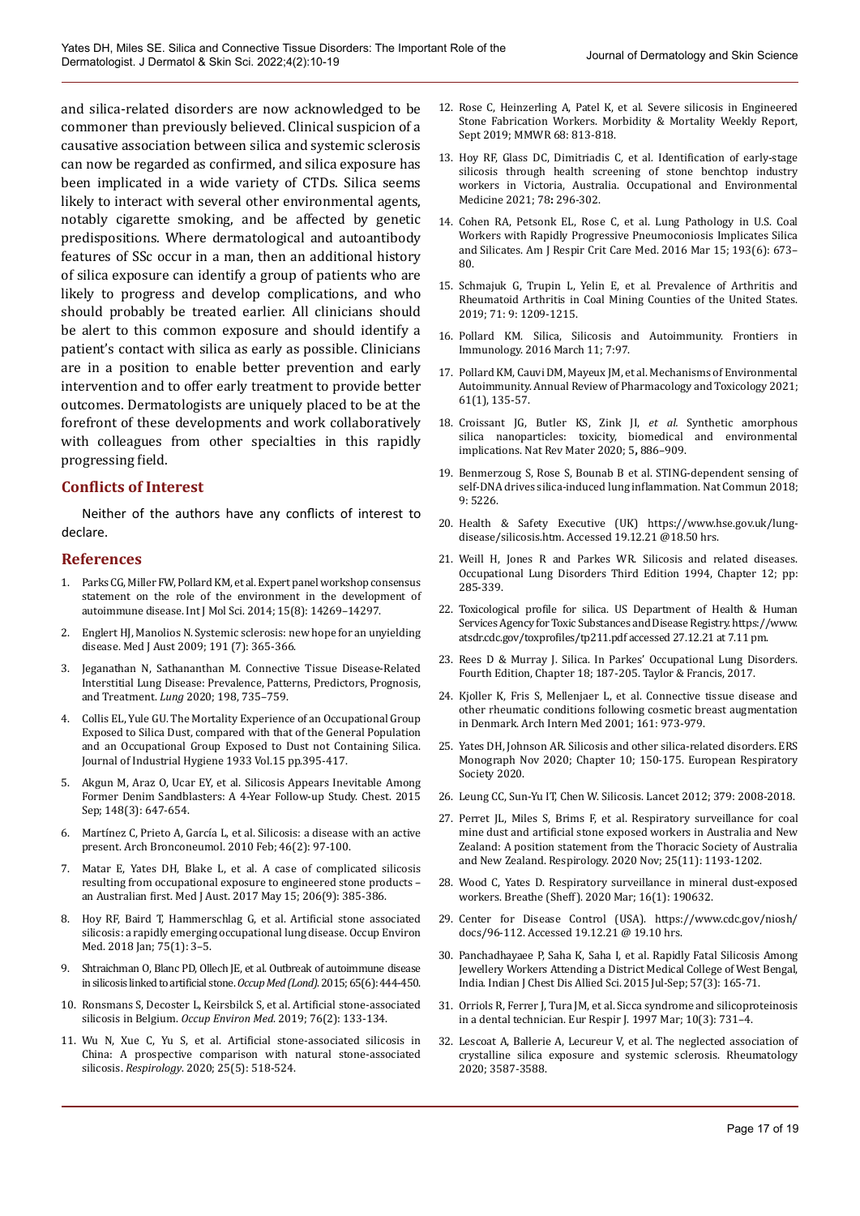and silica-related disorders are now acknowledged to be commoner than previously believed. Clinical suspicion of a causative association between silica and systemic sclerosis can now be regarded as confirmed, and silica exposure has been implicated in a wide variety of CTDs. Silica seems likely to interact with several other environmental agents, notably cigarette smoking, and be affected by genetic predispositions. Where dermatological and autoantibody features of SSc occur in a man, then an additional history of silica exposure can identify a group of patients who are likely to progress and develop complications, and who should probably be treated earlier. All clinicians should be alert to this common exposure and should identify a patient's contact with silica as early as possible. Clinicians are in a position to enable better prevention and early intervention and to offer early treatment to provide better outcomes. Dermatologists are uniquely placed to be at the forefront of these developments and work collaboratively with colleagues from other specialties in this rapidly progressing field.

## Conflicts of Interest

Neither of the authors have any conflicts of interest to declare.

## References

1. Parks CG, Miller FW, Pollard KM, et al. Expert panel workshop consensus statement on the role of the environment in the development of autoimmune disease. Int J Mol Sci. 2014; 15(8): 14269–14297.
2. Englert HJ, Manolios N. Systemic sclerosis: new hope for an unyielding disease. Med J Aust 2009; 191 (7): 365-366.
3. Jeganathan N, Sathananthan M. Connective Tissue Disease-Related Interstitial Lung Disease: Prevalence, Patterns, Predictors, Prognosis, and Treatment. *Lung* 2020; 198, 735–759.
4. Collis EL, Yule GU. The Mortality Experience of an Occupational Group Exposed to Silica Dust, compared with that of the General Population and an Occupational Group Exposed to Dust not Containing Silica. Journal of Industrial Hygiene 1933 Vol.15 pp.395-417.
5. Akgun M, Araz O, Ucar EY, et al. Silicosis Appears Inevitable Among Former Denim Sandblasters: A 4-Year Follow-up Study. Chest. 2015 Sep; 148(3): 647-654.
6. Martínez C, Prieto A, García L, et al. Silicosis: a disease with an active present. Arch Bronconeumol. 2010 Feb; 46(2): 97-100.
7. Matar E, Yates DH, Blake L, et al. A case of complicated silicosis resulting from occupational exposure to engineered stone products – an Australian first. Med J Aust. 2017 May 15; 206(9): 385-386.
8. Hoy RF, Baird T, Hammerschlag G, et al. Artificial stone associated silicosis: a rapidly emerging occupational lung disease. Occup Environ Med. 2018 Jan; 75(1): 3–5.
9. Shtraichman O, Blanc PD, Ollech JE, et al. Outbreak of autoimmune disease in silicosis linked to artificial stone. *Occup Med (Lond).* 2015; 65(6): 444-450.
10. Ronsmans S, Decoster L, Keirsbilck S, et al. Artificial stone-associated silicosis in Belgium. *Occup Environ Med.* 2019; 76(2): 133-134.
11. Wu N, Xue C, Yu S, et al. Artificial stone-associated silicosis in China: A prospective comparison with natural stone-associated silicosis. *Respirology*. 2020; 25(5): 518-524.
12. Rose C, Heinzerling A, Patel K, et al. Severe silicosis in Engineered Stone Fabrication Workers. Morbidity & Mortality Weekly Report, Sept 2019; MMWR 68: 813-818.
13. Hoy RF, Glass DC, Dimitriadis C, et al. Identification of early-stage silicosis through health screening of stone benchtop industry workers in Victoria, Australia. Occupational and Environmental Medicine 2021; 78**:** 296-302.
14. Cohen RA, Petsonk EL, Rose C, et al. Lung Pathology in U.S. Coal Workers with Rapidly Progressive Pneumoconiosis Implicates Silica and Silicates. Am J Respir Crit Care Med. 2016 Mar 15; 193(6): 673–80.
15. Schmajuk G, Trupin L, Yelin E, et al. Prevalence of Arthritis and Rheumatoid Arthritis in Coal Mining Counties of the United States. 2019; 71: 9: 1209-1215.
16. Pollard KM. Silica, Silicosis and Autoimmunity. Frontiers in Immunology. 2016 March 11; 7:97.
17. Pollard KM, Cauvi DM, Mayeux JM, et al. Mechanisms of Environmental Autoimmunity. Annual Review of Pharmacology and Toxicology 2021; 61(1), 135-57.
18. Croissant JG, Butler KS, Zink JI, *et al.* Synthetic amorphous silica nanoparticles: toxicity, biomedical and environmental implications. Nat Rev Mater 2020; 5**,** 886–909.
19. Benmerzoug S, Rose S, Bounab B et al. STING-dependent sensing of self-DNA drives silica-induced lung inflammation. Nat Commun 2018; 9: 5226.
20. Health & Safety Executive (UK) https://www.hse.gov.uk/lung-disease/silicosis.htm. Accessed 19.12.21 @18.50 hrs.
21. Weill H, Jones R and Parkes WR. Silicosis and related diseases. Occupational Lung Disorders Third Edition 1994, Chapter 12; pp: 285-339.
22. Toxicological profile for silica. US Department of Health & Human Services Agency for Toxic Substances and Disease Registry. https://www.atsdr.cdc.gov/toxprofiles/tp211.pdf accessed 27.12.21 at 7.11 pm.
23. Rees D & Murray J. Silica. In Parkes' Occupational Lung Disorders. Fourth Edition, Chapter 18; 187-205. Taylor & Francis, 2017.
24. Kjoller K, Fris S, Mellenjaer L, et al. Connective tissue disease and other rheumatic conditions following cosmetic breast augmentation in Denmark. Arch Intern Med 2001; 161: 973-979.
25. Yates DH, Johnson AR. Silicosis and other silica-related disorders. ERS Monograph Nov 2020; Chapter 10; 150-175. European Respiratory Society 2020.
26. Leung CC, Sun-Yu IT, Chen W. Silicosis. Lancet 2012; 379: 2008-2018.
27. Perret JL, Miles S, Brims F, et al. Respiratory surveillance for coal mine dust and artificial stone exposed workers in Australia and New Zealand: A position statement from the Thoracic Society of Australia and New Zealand. Respirology. 2020 Nov; 25(11): 1193-1202.
28. Wood C, Yates D. Respiratory surveillance in mineral dust-exposed workers. Breathe (Sheff). 2020 Mar; 16(1): 190632.
29. Center for Disease Control (USA). https://www.cdc.gov/niosh/docs/96-112. Accessed 19.12.21 @ 19.10 hrs.
30. Panchadhayaee P, Saha K, Saha I, et al. Rapidly Fatal Silicosis Among Jewellery Workers Attending a District Medical College of West Bengal, India. Indian J Chest Dis Allied Sci. 2015 Jul-Sep; 57(3): 165-71.
31. Orriols R, Ferrer J, Tura JM, et al. Sicca syndrome and silicoproteinosis in a dental technician. Eur Respir J. 1997 Mar; 10(3): 731–4.
32. Lescoat A, Ballerie A, Lecureur V, et al. The neglected association of crystalline silica exposure and systemic sclerosis. Rheumatology 2020; 3587-3588.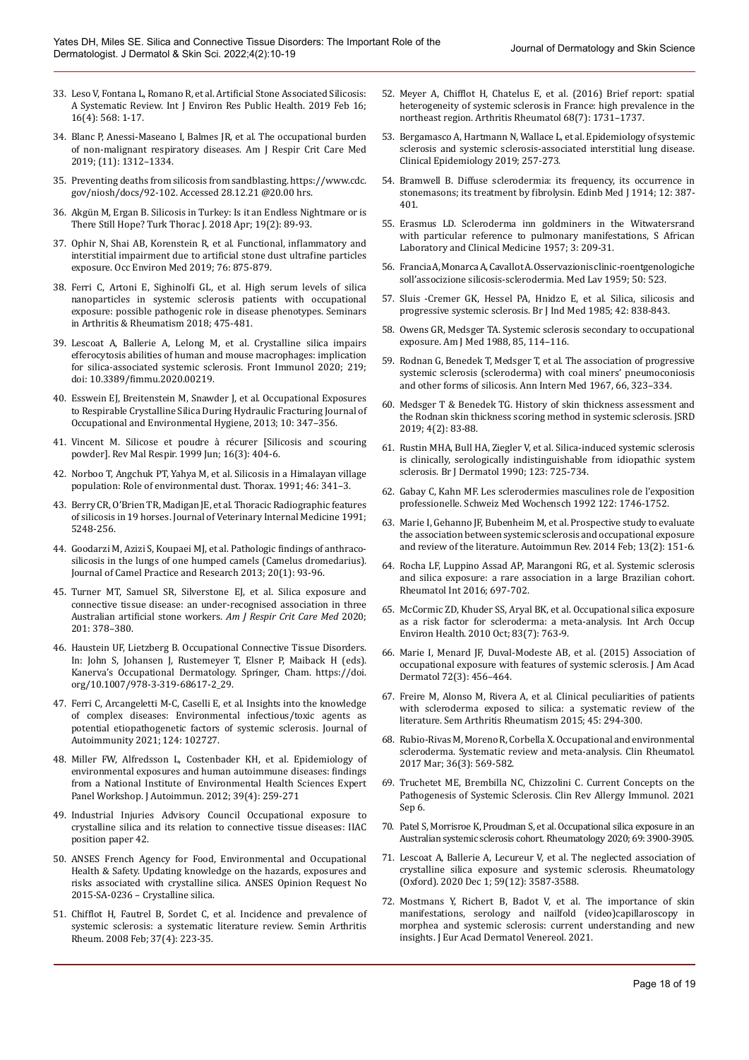33. Leso V, Fontana L, Romano R, et al. Artificial Stone Associated Silicosis: A Systematic Review. Int J Environ Res Public Health. 2019 Feb 16; 16(4): 568: 1-17.

34. Blanc P, Anessi-Maseano I, Balmes JR, et al. The occupational burden of non-malignant respiratory diseases. Am J Respir Crit Care Med 2019; (11): 1312–1334.

35. Preventing deaths from silicosis from sandblasting. https://www.cdc.gov/niosh/docs/92-102. Accessed 28.12.21 @20.00 hrs.

36. Akgün M, Ergan B. Silicosis in Turkey: Is it an Endless Nightmare or is There Still Hope? Turk Thorac J. 2018 Apr; 19(2): 89-93.

37. Ophir N, Shai AB, Korenstein R, et al. Functional, inflammatory and interstitial impairment due to artificial stone dust ultrafine particles exposure. Occ Environ Med 2019; 76: 875-879.

38. Ferri C, Artoni E, Sighinolfi GL, et al. High serum levels of silica nanoparticles in systemic sclerosis patients with occupational exposure: possible pathogenic role in disease phenotypes. Seminars in Arthritis & Rheumatism 2018; 475-481.

39. Lescoat A, Ballerie A, Lelong M, et al. Crystalline silica impairs efferocytosis abilities of human and mouse macrophages: implication for silica-associated systemic sclerosis. Front Immunol 2020; 219; doi: 10.3389/fimmu.2020.00219.

40. Esswein EJ, Breitenstein M, Snawder J, et al. Occupational Exposures to Respirable Crystalline Silica During Hydraulic Fracturing Journal of Occupational and Environmental Hygiene, 2013; 10: 347–356.

41. Vincent M. Silicose et poudre à récurer [Silicosis and scouring powder]. Rev Mal Respir. 1999 Jun; 16(3): 404-6.

42. Norboo T, Angchuk PT, Yahya M, et al. Silicosis in a Himalayan village population: Role of environmental dust. Thorax. 1991; 46: 341–3.

43. Berry CR, O'Brien TR, Madigan JE, et al. Thoracic Radiographic features of silicosis in 19 horses. Journal of Veterinary Internal Medicine 1991; 5248-256.

44. Goodarzi M, Azizi S, Koupaei MJ, et al. Pathologic findings of anthraco-silicosis in the lungs of one humped camels (Camelus dromedarius). Journal of Camel Practice and Research 2013; 20(1): 93-96.

45. Turner MT, Samuel SR, Silverstone EJ, et al. Silica exposure and connective tissue disease: an under-recognised association in three Australian artificial stone workers. *Am J Respir Crit Care Med* 2020; 201: 378–380.

46. Haustein UF, Lietzberg B. Occupational Connective Tissue Disorders. In: John S, Johansen J, Rustemeyer T, Elsner P, Maiback H (eds). Kanerva's Occupational Dermatology. Springer, Cham. https://doi.org/10.1007/978-3-319-68617-2_29.

47. Ferri C, Arcangeletti M-C, Caselli E, et al. Insights into the knowledge of complex diseases: Environmental infectious/toxic agents as potential etiopathogenetic factors of systemic sclerosis. Journal of Autoimmunity 2021; 124: 102727.

48. Miller FW, Alfredsson L, Costenbader KH, et al. Epidemiology of environmental exposures and human autoimmune diseases: findings from a National Institute of Environmental Health Sciences Expert Panel Workshop. J Autoimmun. 2012; 39(4): 259-271

49. Industrial Injuries Advisory Council Occupational exposure to crystalline silica and its relation to connective tissue diseases: IIAC position paper 42.

50. ANSES French Agency for Food, Environmental and Occupational Health & Safety. Updating knowledge on the hazards, exposures and risks associated with crystalline silica. ANSES Opinion Request No 2015-SA-0236 – Crystalline silica.

51. Chifflot H, Fautrel B, Sordet C, et al. Incidence and prevalence of systemic sclerosis: a systematic literature review. Semin Arthritis Rheum. 2008 Feb; 37(4): 223-35.

52. Meyer A, Chifflot H, Chatelus E, et al. (2016) Brief report: spatial heterogeneity of systemic sclerosis in France: high prevalence in the northeast region. Arthritis Rheumatol 68(7): 1731–1737.

53. Bergamasco A, Hartmann N, Wallace L, et al. Epidemiology of systemic sclerosis and systemic sclerosis-associated interstitial lung disease. Clinical Epidemiology 2019; 257-273.

54. Bramwell B. Diffuse sclerodermia: its frequency, its occurrence in stonemasons; its treatment by fibrolysin. Edinb Med J 1914; 12: 387-401.

55. Erasmus LD. Scleroderma inn goldminers in the Witwatersrand with particular reference to pulmonary manifestations, S African Laboratory and Clinical Medicine 1957; 3: 209-31.

56. Francia A, Monarca A, Cavallot A. Osservazionis clinic-roentgenologiche soll'associazione silicosis-sclerodermia. Med Lav 1959; 50: 523.

57. Sluis -Cremer GK, Hessel PA, Hnidzo E, et al. Silica, silicosis and progressive systemic sclerosis. Br J Ind Med 1985; 42: 838-843.

58. Owens GR, Medsger TA. Systemic sclerosis secondary to occupational exposure. Am J Med 1988, 85, 114–116.

59. Rodnan G, Benedek T, Medsger T, et al. The association of progressive systemic sclerosis (scleroderma) with coal miners' pneumoconiosis and other forms of silicosis. Ann Intern Med 1967, 66, 323–334.

60. Medsger T & Benedek TG. History of skin thickness assessment and the Rodnan skin thickness scoring method in systemic sclerosis. JSRD 2019; 4(2): 83-88.

61. Rustin MHA, Bull HA, Ziegler V, et al. Silica-induced systemic sclerosis is clinically, serologically indistinguishable from idiopathic system sclerosis. Br J Dermatol 1990; 123: 725-734.

62. Gabay C, Kahn MF. Les sclerodermies masculines role de l'exposition professionelle. Schweiz Med Wochensch 1992 122: 1746-1752.

63. Marie I, Gehanno JF, Bubenheim M, et al. Prospective study to evaluate the association between systemic sclerosis and occupational exposure and review of the literature. Autoimmun Rev. 2014 Feb; 13(2): 151-6.

64. Rocha LF, Luppino Assad AP, Marangoni RG, et al. Systemic sclerosis and silica exposure: a rare association in a large Brazilian cohort. Rheumatol Int 2016; 697-702.

65. McCormic ZD, Khuder SS, Aryal BK, et al. Occupational silica exposure as a risk factor for scleroderma: a meta-analysis. Int Arch Occup Environ Health. 2010 Oct; 83(7): 763-9.

66. Marie I, Menard JF, Duval-Modeste AB, et al. (2015) Association of occupational exposure with features of systemic sclerosis. J Am Acad Dermatol 72(3): 456–464.

67. Freire M, Alonso M, Rivera A, et al. Clinical peculiarities of patients with scleroderma exposed to silica: a systematic review of the literature. Sem Arthritis Rheumatism 2015; 45: 294-300.

68. Rubio-Rivas M, Moreno R, Corbella X. Occupational and environmental scleroderma. Systematic review and meta-analysis. Clin Rheumatol. 2017 Mar; 36(3): 569-582.

69. Truchetet ME, Brembilla NC, Chizzolini C. Current Concepts on the Pathogenesis of Systemic Sclerosis. Clin Rev Allergy Immunol. 2021 Sep 6.

70. Patel S, Morrisroe K, Proudman S, et al. Occupational silica exposure in an Australian systemic sclerosis cohort. Rheumatology 2020; 69: 3900-3905.

71. Lescoat A, Ballerie A, Lecureur V, et al. The neglected association of crystalline silica exposure and systemic sclerosis. Rheumatology (Oxford). 2020 Dec 1; 59(12): 3587-3588.

72. Mostmans Y, Richert B, Badot V, et al. The importance of skin manifestations, serology and nailfold (video)capillaroscopy in morphea and systemic sclerosis: current understanding and new insights. J Eur Acad Dermatol Venereol. 2021.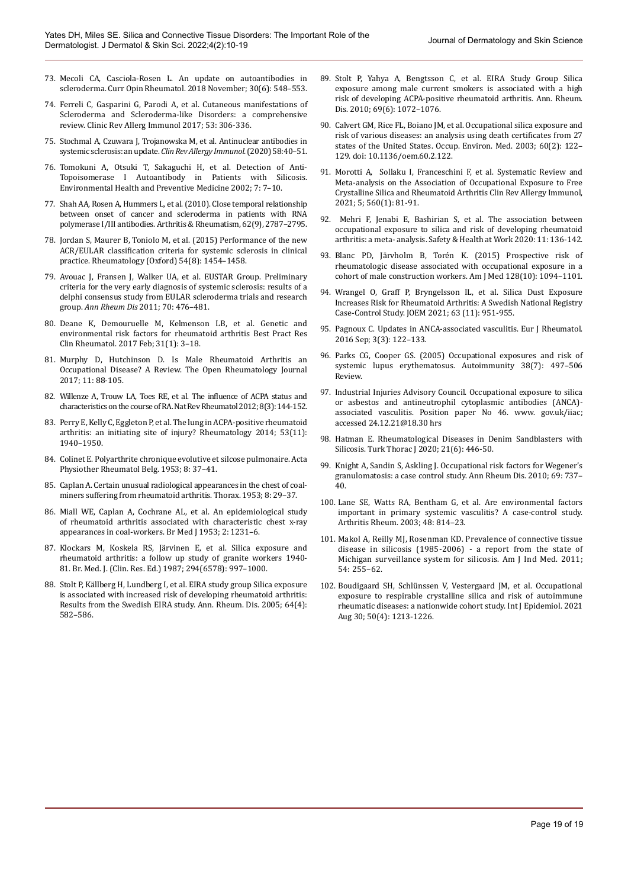73. Mecoli CA, Casciola-Rosen L. An update on autoantibodies in scleroderma. Curr Opin Rheumatol. 2018 November; 30(6): 548–553.

74. Ferreli C, Gasparini G, Parodi A, et al. Cutaneous manifestations of Scleroderma and Scleroderma-like Disorders: a comprehensive review. Clinic Rev Allerg Immunol 2017; 53: 306-336.

75. Stochmal A, Czuwara J, Trojanowska M, et al. Antinuclear antibodies in systemic sclerosis: an update. *Clin Rev Allergy Immunol.* (2020) 58:40–51.

76. Tomokuni A, Otsuki T, Sakaguchi H, et al. Detection of Anti-Topoisomerase I Autoantibody in Patients with Silicosis. Environmental Health and Preventive Medicine 2002; 7: 7–10.

77. Shah AA, Rosen A, Hummers L, et al. (2010). Close temporal relationship between onset of cancer and scleroderma in patients with RNA polymerase I/III antibodies. Arthritis & Rheumatism, 62(9), 2787–2795.

78. Jordan S, Maurer B, Toniolo M, et al. (2015) Performance of the new ACR/EULAR classification criteria for systemic sclerosis in clinical practice. Rheumatology (Oxford) 54(8): 1454–1458.

79. Avouac J, Fransen J, Walker UA, et al. EUSTAR Group. Preliminary criteria for the very early diagnosis of systemic sclerosis: results of a delphi consensus study from EULAR scleroderma trials and research group. *Ann Rheum Dis* 2011; 70: 476–481.

80. Deane K, Demouruelle M, Kelmenson LB, et al. Genetic and environmental risk factors for rheumatoid arthritis Best Pract Res Clin Rheumatol. 2017 Feb; 31(1): 3–18.

81. Murphy D, Hutchinson D. Is Male Rheumatoid Arthritis an Occupational Disease? A Review. The Open Rheumatology Journal 2017; 11: 88-105.

82. Willenze A, Trouw LA, Toes RE, et al. The influence of ACPA status and characteristics on the course of RA. Nat Rev Rheumatol 2012; 8(3): 144-152.

83. Perry E, Kelly C, Eggleton P, et al. The lung in ACPA-positive rheumatoid arthritis: an initiating site of injury? Rheumatology 2014; 53(11): 1940–1950.

84. Colinet E. Polyarthrite chronique evolutive et silcose pulmonaire. Acta Physiother Rheumatol Belg. 1953; 8: 37–41.

85. Caplan A. Certain unusual radiological appearances in the chest of coal-miners suffering from rheumatoid arthritis. Thorax. 1953; 8: 29–37.

86. Miall WE, Caplan A, Cochrane AL, et al. An epidemiological study of rheumatoid arthritis associated with characteristic chest x-ray appearances in coal-workers. Br Med J 1953; 2: 1231–6.

87. Klockars M, Koskela RS, Järvinen E, et al. Silica exposure and rheumatoid arthritis: a follow up study of granite workers 1940-81. Br. Med. J. (Clin. Res. Ed.) 1987; 294(6578): 997–1000.

88. Stolt P, Källberg H, Lundberg I, et al. EIRA study group Silica exposure is associated with increased risk of developing rheumatoid arthritis: Results from the Swedish EIRA study. Ann. Rheum. Dis. 2005; 64(4): 582–586.

89. Stolt P, Yahya A, Bengtsson C, et al. EIRA Study Group Silica exposure among male current smokers is associated with a high risk of developing ACPA-positive rheumatoid arthritis. Ann. Rheum. Dis. 2010; 69(6): 1072–1076.

90. Calvert GM, Rice FL, Boiano JM, et al. Occupational silica exposure and risk of various diseases: an analysis using death certificates from 27 states of the United States. Occup. Environ. Med. 2003; 60(2): 122–129. doi: 10.1136/oem.60.2.122.

91. Morotti A, Sollaku I, Franceschini F, et al. Systematic Review and Meta-analysis on the Association of Occupational Exposure to Free Crystalline Silica and Rheumatoid Arthritis Clin Rev Allergy Immunol, 2021; 5; 560(1): 81-91.

92. Mehri F, Jenabi E, Bashirian S, et al. The association between occupational exposure to silica and risk of developing rheumatoid arthritis: a meta- analysis. Safety & Health at Work 2020: 11: 136-142.

93. Blanc PD, Järvholm B, Torén K. (2015) Prospective risk of rheumatologic disease associated with occupational exposure in a cohort of male construction workers. Am J Med 128(10): 1094–1101.

94. Wrangel O, Graff P, Bryngelsson IL, et al. Silica Dust Exposure Increases Risk for Rheumatoid Arthritis: A Swedish National Registry Case-Control Study. JOEM 2021; 63 (11): 951-955.

95. Pagnoux C. Updates in ANCA-associated vasculitis. Eur J Rheumatol. 2016 Sep; 3(3): 122–133.

96. Parks CG, Cooper GS. (2005) Occupational exposures and risk of systemic lupus erythematosus. Autoimmunity 38(7): 497–506 Review.

97. Industrial Injuries Advisory Council. Occupational exposure to silica or asbestos and antineutrophil cytoplasmic antibodies (ANCA)-associated vasculitis. Position paper No 46. www. gov.uk/iiac; accessed 24.12.21@18.30 hrs

98. Hatman E. Rheumatological Diseases in Denim Sandblasters with Silicosis. Turk Thorac J 2020; 21(6): 446-50.

99. Knight A, Sandin S, Askling J. Occupational risk factors for Wegener's granulomatosis: a case control study. Ann Rheum Dis. 2010; 69: 737–40.

100. Lane SE, Watts RA, Bentham G, et al. Are environmental factors important in primary systemic vasculitis? A case-control study. Arthritis Rheum. 2003; 48: 814–23.

101. Makol A, Reilly MJ, Rosenman KD. Prevalence of connective tissue disease in silicosis (1985-2006) - a report from the state of Michigan surveillance system for silicosis. Am J Ind Med. 2011; 54: 255–62.

102. Boudigaard SH, Schlünssen V, Vestergaard JM, et al. Occupational exposure to respirable crystalline silica and risk of autoimmune rheumatic diseases: a nationwide cohort study. Int J Epidemiol. 2021 Aug 30; 50(4): 1213-1226.